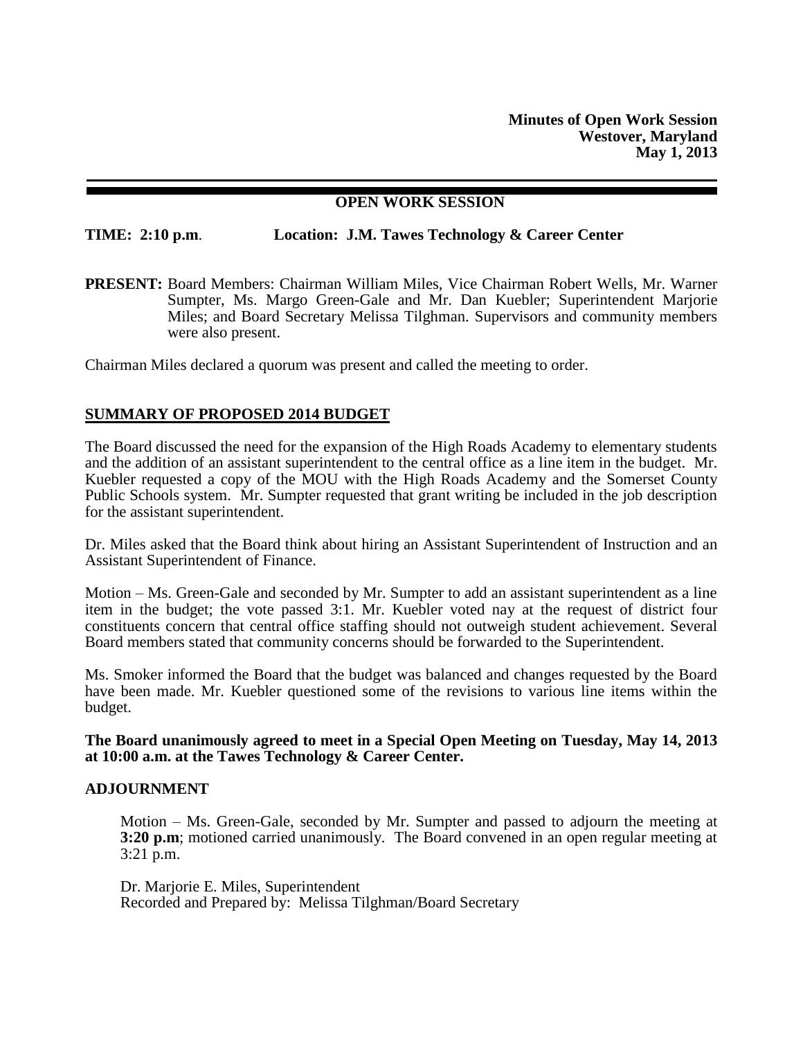**Minutes of Open Work Session**
**Westover, Maryland**
**May 1, 2013**

## OPEN WORK SESSION

**TIME: 2:10 p.m**. **Location: J.M. Tawes Technology & Career Center**

**PRESENT:** Board Members: Chairman William Miles, Vice Chairman Robert Wells, Mr. Warner Sumpter, Ms. Margo Green-Gale and Mr. Dan Kuebler; Superintendent Marjorie Miles; and Board Secretary Melissa Tilghman. Supervisors and community members were also present.

Chairman Miles declared a quorum was present and called the meeting to order.

### SUMMARY OF PROPOSED 2014 BUDGET

The Board discussed the need for the expansion of the High Roads Academy to elementary students and the addition of an assistant superintendent to the central office as a line item in the budget. Mr. Kuebler requested a copy of the MOU with the High Roads Academy and the Somerset County Public Schools system. Mr. Sumpter requested that grant writing be included in the job description for the assistant superintendent.

Dr. Miles asked that the Board think about hiring an Assistant Superintendent of Instruction and an Assistant Superintendent of Finance.

Motion – Ms. Green-Gale and seconded by Mr. Sumpter to add an assistant superintendent as a line item in the budget; the vote passed 3:1. Mr. Kuebler voted nay at the request of district four constituents concern that central office staffing should not outweigh student achievement. Several Board members stated that community concerns should be forwarded to the Superintendent.

Ms. Smoker informed the Board that the budget was balanced and changes requested by the Board have been made. Mr. Kuebler questioned some of the revisions to various line items within the budget.

**The Board unanimously agreed to meet in a Special Open Meeting on Tuesday, May 14, 2013 at 10:00 a.m. at the Tawes Technology & Career Center.**

### ADJOURNMENT

Motion – Ms. Green-Gale, seconded by Mr. Sumpter and passed to adjourn the meeting at **3:20 p.m**; motioned carried unanimously. The Board convened in an open regular meeting at 3:21 p.m.

Dr. Marjorie E. Miles, Superintendent
Recorded and Prepared by: Melissa Tilghman/Board Secretary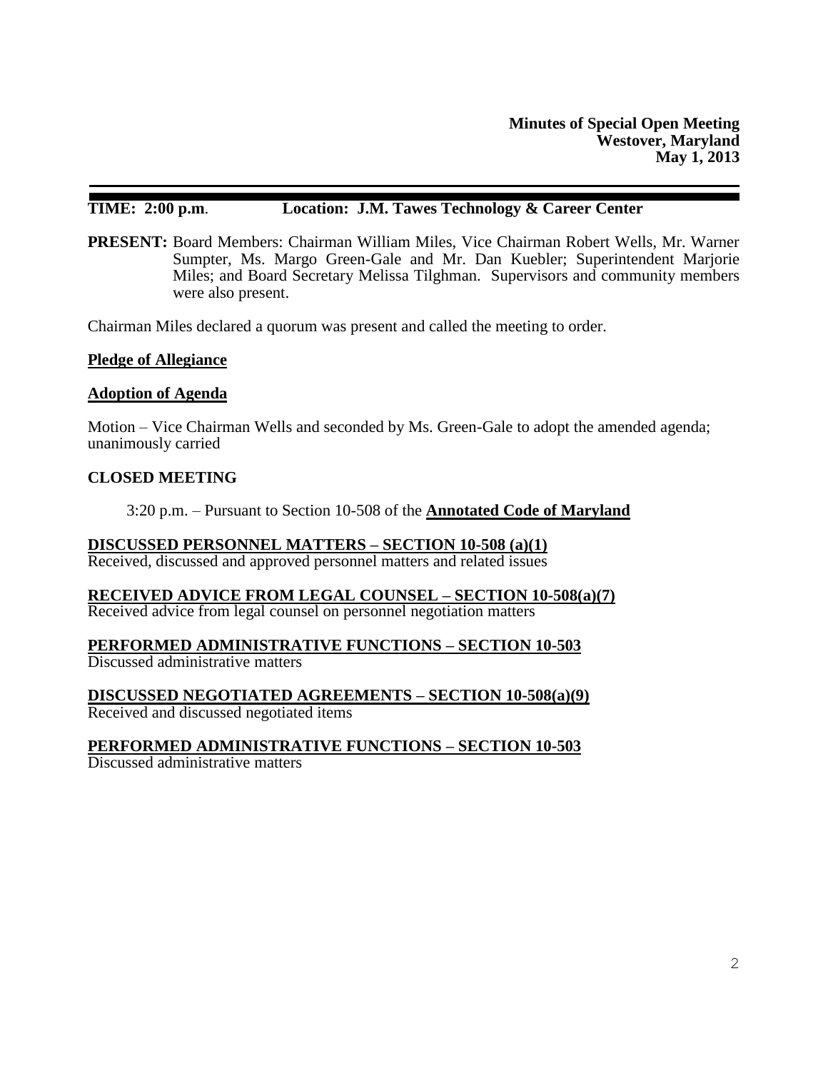**Minutes of Special Open Meeting**
**Westover, Maryland**
**May 1, 2013**

**TIME: 2:00 p.m**. **Location: J.M. Tawes Technology & Career Center**

**PRESENT:** Board Members: Chairman William Miles, Vice Chairman Robert Wells, Mr. Warner Sumpter, Ms. Margo Green-Gale and Mr. Dan Kuebler; Superintendent Marjorie Miles; and Board Secretary Melissa Tilghman. Supervisors and community members were also present.

Chairman Miles declared a quorum was present and called the meeting to order.

**Pledge of Allegiance**

**Adoption of Agenda**

Motion – Vice Chairman Wells and seconded by Ms. Green-Gale to adopt the amended agenda; unanimously carried

**CLOSED MEETING**

3:20 p.m. – Pursuant to Section 10-508 of the **Annotated Code of Maryland**

**DISCUSSED PERSONNEL MATTERS – SECTION 10-508 (a)(1)**
Received, discussed and approved personnel matters and related issues

**RECEIVED ADVICE FROM LEGAL COUNSEL – SECTION 10-508(a)(7)**
Received advice from legal counsel on personnel negotiation matters

**PERFORMED ADMINISTRATIVE FUNCTIONS – SECTION 10-503**
Discussed administrative matters

**DISCUSSED NEGOTIATED AGREEMENTS – SECTION 10-508(a)(9)**
Received and discussed negotiated items

**PERFORMED ADMINISTRATIVE FUNCTIONS – SECTION 10-503**
Discussed administrative matters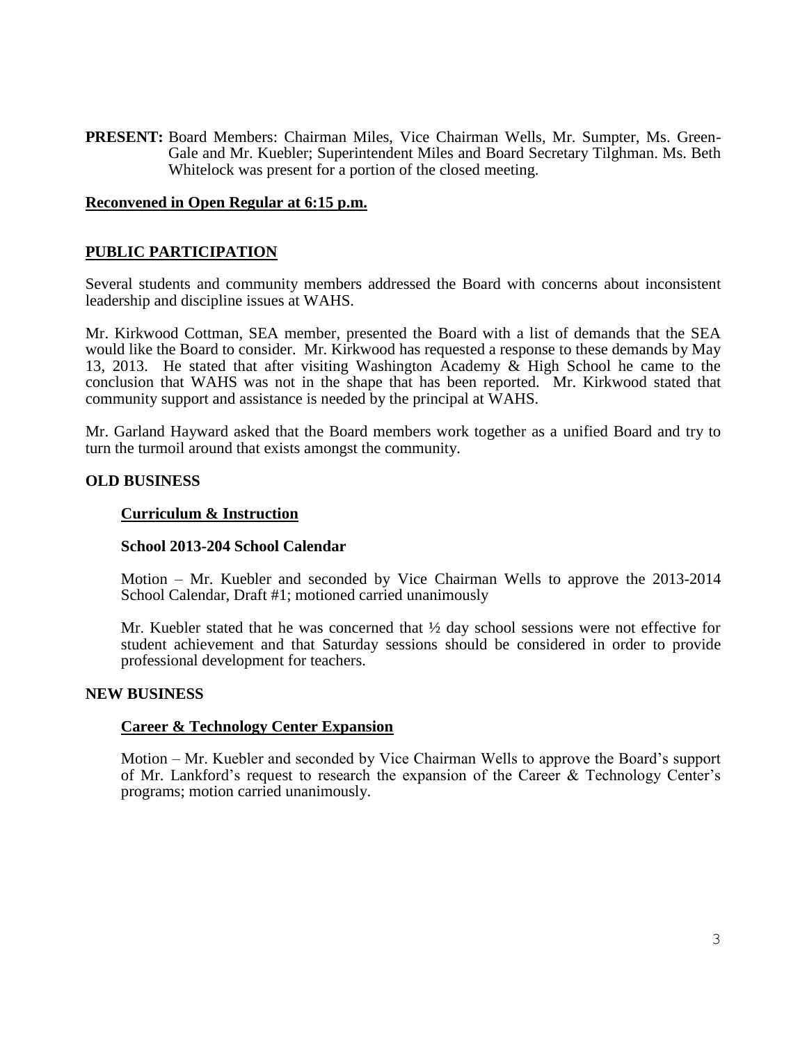**PRESENT:** Board Members: Chairman Miles, Vice Chairman Wells, Mr. Sumpter, Ms. Green-Gale and Mr. Kuebler; Superintendent Miles and Board Secretary Tilghman. Ms. Beth Whitelock was present for a portion of the closed meeting.

**Reconvened in Open Regular at 6:15 p.m.**

## PUBLIC PARTICIPATION

Several students and community members addressed the Board with concerns about inconsistent leadership and discipline issues at WAHS.

Mr. Kirkwood Cottman, SEA member, presented the Board with a list of demands that the SEA would like the Board to consider. Mr. Kirkwood has requested a response to these demands by May 13, 2013. He stated that after visiting Washington Academy & High School he came to the conclusion that WAHS was not in the shape that has been reported. Mr. Kirkwood stated that community support and assistance is needed by the principal at WAHS.

Mr. Garland Hayward asked that the Board members work together as a unified Board and try to turn the turmoil around that exists amongst the community.

## OLD BUSINESS

### Curriculum & Instruction

**School 2013-204 School Calendar**

Motion – Mr. Kuebler and seconded by Vice Chairman Wells to approve the 2013-2014 School Calendar, Draft #1; motioned carried unanimously

Mr. Kuebler stated that he was concerned that ½ day school sessions were not effective for student achievement and that Saturday sessions should be considered in order to provide professional development for teachers.

## NEW BUSINESS

### Career & Technology Center Expansion

Motion – Mr. Kuebler and seconded by Vice Chairman Wells to approve the Board's support of Mr. Lankford's request to research the expansion of the Career & Technology Center's programs; motion carried unanimously.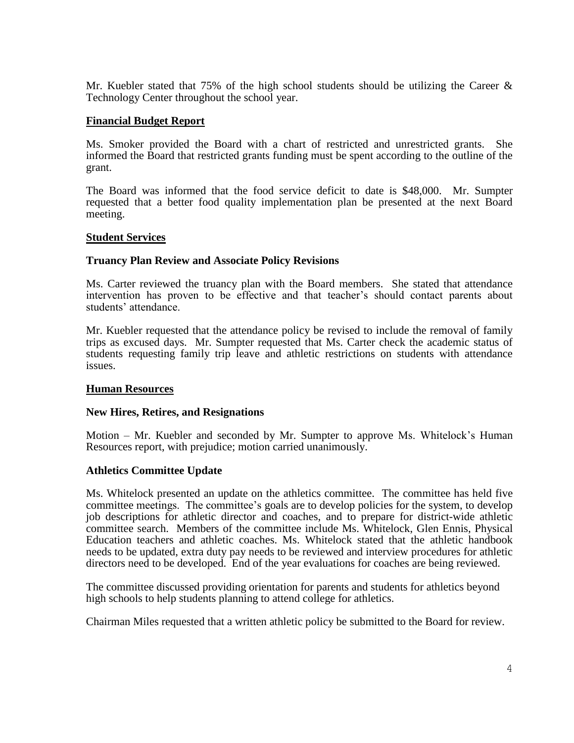Mr. Kuebler stated that 75% of the high school students should be utilizing the Career & Technology Center throughout the school year.

## Financial Budget Report

Ms. Smoker provided the Board with a chart of restricted and unrestricted grants. She informed the Board that restricted grants funding must be spent according to the outline of the grant.

The Board was informed that the food service deficit to date is $48,000. Mr. Sumpter requested that a better food quality implementation plan be presented at the next Board meeting.

## Student Services

### Truancy Plan Review and Associate Policy Revisions

Ms. Carter reviewed the truancy plan with the Board members. She stated that attendance intervention has proven to be effective and that teacher's should contact parents about students' attendance.

Mr. Kuebler requested that the attendance policy be revised to include the removal of family trips as excused days. Mr. Sumpter requested that Ms. Carter check the academic status of students requesting family trip leave and athletic restrictions on students with attendance issues.

## Human Resources

### New Hires, Retires, and Resignations

Motion – Mr. Kuebler and seconded by Mr. Sumpter to approve Ms. Whitelock's Human Resources report, with prejudice; motion carried unanimously.

### Athletics Committee Update

Ms. Whitelock presented an update on the athletics committee. The committee has held five committee meetings. The committee's goals are to develop policies for the system, to develop job descriptions for athletic director and coaches, and to prepare for district-wide athletic committee search. Members of the committee include Ms. Whitelock, Glen Ennis, Physical Education teachers and athletic coaches. Ms. Whitelock stated that the athletic handbook needs to be updated, extra duty pay needs to be reviewed and interview procedures for athletic directors need to be developed. End of the year evaluations for coaches are being reviewed.

The committee discussed providing orientation for parents and students for athletics beyond high schools to help students planning to attend college for athletics.

Chairman Miles requested that a written athletic policy be submitted to the Board for review.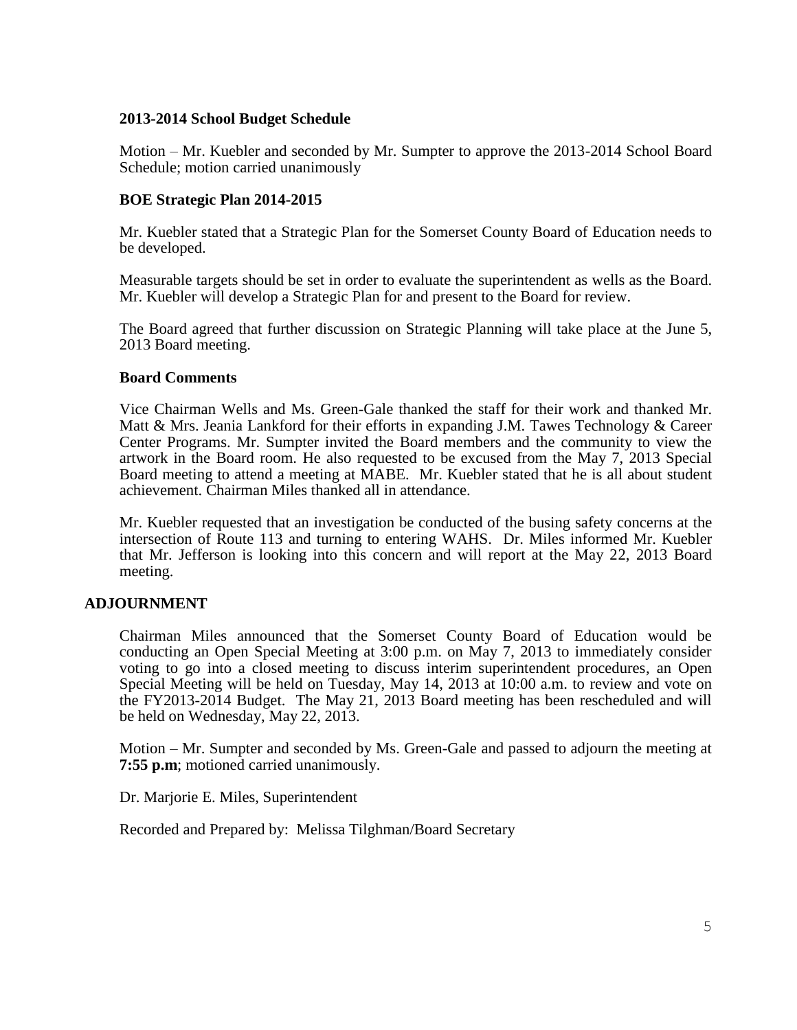### 2013-2014 School Budget Schedule

Motion – Mr. Kuebler and seconded by Mr. Sumpter to approve the 2013-2014 School Board Schedule; motion carried unanimously

### BOE Strategic Plan 2014-2015

Mr. Kuebler stated that a Strategic Plan for the Somerset County Board of Education needs to be developed.

Measurable targets should be set in order to evaluate the superintendent as wells as the Board. Mr. Kuebler will develop a Strategic Plan for and present to the Board for review.

The Board agreed that further discussion on Strategic Planning will take place at the June 5, 2013 Board meeting.

### Board Comments

Vice Chairman Wells and Ms. Green-Gale thanked the staff for their work and thanked Mr. Matt & Mrs. Jeania Lankford for their efforts in expanding J.M. Tawes Technology & Career Center Programs. Mr. Sumpter invited the Board members and the community to view the artwork in the Board room. He also requested to be excused from the May 7, 2013 Special Board meeting to attend a meeting at MABE. Mr. Kuebler stated that he is all about student achievement. Chairman Miles thanked all in attendance.

Mr. Kuebler requested that an investigation be conducted of the busing safety concerns at the intersection of Route 113 and turning to entering WAHS. Dr. Miles informed Mr. Kuebler that Mr. Jefferson is looking into this concern and will report at the May 22, 2013 Board meeting.

## ADJOURNMENT

Chairman Miles announced that the Somerset County Board of Education would be conducting an Open Special Meeting at 3:00 p.m. on May 7, 2013 to immediately consider voting to go into a closed meeting to discuss interim superintendent procedures, an Open Special Meeting will be held on Tuesday, May 14, 2013 at 10:00 a.m. to review and vote on the FY2013-2014 Budget. The May 21, 2013 Board meeting has been rescheduled and will be held on Wednesday, May 22, 2013.

Motion – Mr. Sumpter and seconded by Ms. Green-Gale and passed to adjourn the meeting at **7:55 p.m**; motioned carried unanimously.

Dr. Marjorie E. Miles, Superintendent

Recorded and Prepared by: Melissa Tilghman/Board Secretary